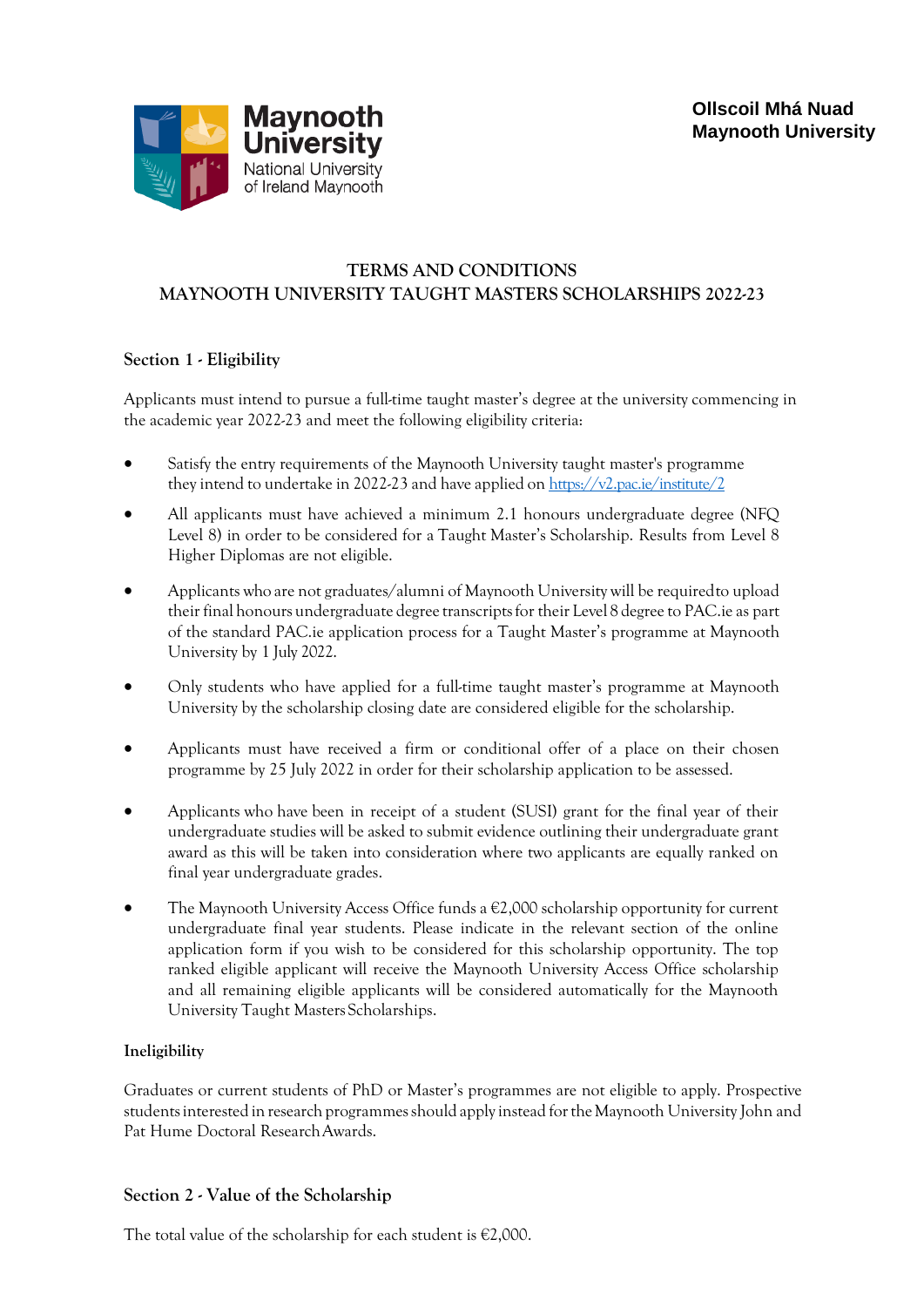Ollscoil Mhá Nuad
Maynooth University

# TERMS AND CONDITIONS
# MAYNOOTH UNIVERSITY TAUGHT MASTERS SCHOLARSHIPS 2022-23

## Section 1 - Eligibility

Applicants must intend to pursue a full-time taught master's degree at the university commencing in the academic year 2022-23 and meet the following eligibility criteria:

- Satisfy the entry requirements of the Maynooth University taught master's programme they intend to undertake in 2022-23 and have applied on [https://v2.pac.ie/institute/2](https://v2.pac.ie/institute/2)
- All applicants must have achieved a minimum 2.1 honours undergraduate degree (NFQ Level 8) in order to be considered for a Taught Master's Scholarship. Results from Level 8 Higher Diplomas are not eligible.
- Applicants who are not graduates/alumni of Maynooth University will be required to upload their final honours undergraduate degree transcripts for their Level 8 degree to PAC.ie as part of the standard PAC.ie application process for a Taught Master's programme at Maynooth University by 1 July 2022.
- Only students who have applied for a full-time taught master's programme at Maynooth University by the scholarship closing date are considered eligible for the scholarship.
- Applicants must have received a firm or conditional offer of a place on their chosen programme by 25 July 2022 in order for their scholarship application to be assessed.
- Applicants who have been in receipt of a student (SUSI) grant for the final year of their undergraduate studies will be asked to submit evidence outlining their undergraduate grant award as this will be taken into consideration where two applicants are equally ranked on final year undergraduate grades.
- The Maynooth University Access Office funds a €2,000 scholarship opportunity for current undergraduate final year students. Please indicate in the relevant section of the online application form if you wish to be considered for this scholarship opportunity. The top ranked eligible applicant will receive the Maynooth University Access Office scholarship and all remaining eligible applicants will be considered automatically for the Maynooth University Taught Masters Scholarships.

### Ineligibility

Graduates or current students of PhD or Master's programmes are not eligible to apply. Prospective students interested in research programmes should apply instead for the Maynooth University John and Pat Hume Doctoral Research Awards.

## Section 2 - Value of the Scholarship

The total value of the scholarship for each student is €2,000.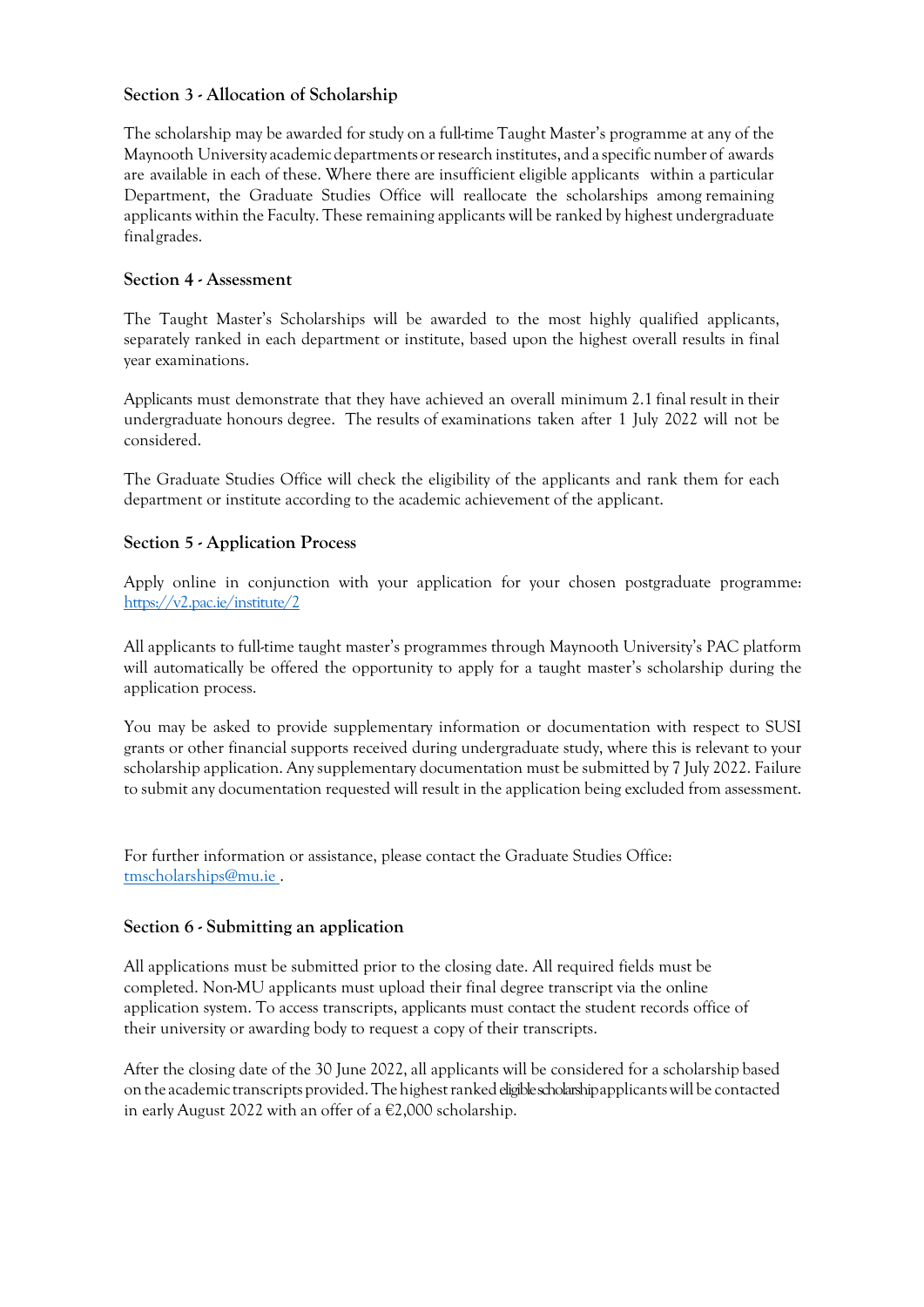### Section 3 - Allocation of Scholarship

The scholarship may be awarded for study on a full-time Taught Master's programme at any of the Maynooth University academic departments or research institutes, and a specific number of awards are available in each of these. Where there are insufficient eligible applicants within a particular Department, the Graduate Studies Office will reallocate the scholarships among remaining applicants within the Faculty. These remaining applicants will be ranked by highest undergraduate final grades.

### Section 4 - Assessment

The Taught Master's Scholarships will be awarded to the most highly qualified applicants, separately ranked in each department or institute, based upon the highest overall results in final year examinations.

Applicants must demonstrate that they have achieved an overall minimum 2.1 final result in their undergraduate honours degree. The results of examinations taken after 1 July 2022 will not be considered.

The Graduate Studies Office will check the eligibility of the applicants and rank them for each department or institute according to the academic achievement of the applicant.

### Section 5 - Application Process

Apply online in conjunction with your application for your chosen postgraduate programme: https://v2.pac.ie/institute/2

All applicants to full-time taught master's programmes through Maynooth University's PAC platform will automatically be offered the opportunity to apply for a taught master's scholarship during the application process.

You may be asked to provide supplementary information or documentation with respect to SUSI grants or other financial supports received during undergraduate study, where this is relevant to your scholarship application. Any supplementary documentation must be submitted by 7 July 2022. Failure to submit any documentation requested will result in the application being excluded from assessment.

For further information or assistance, please contact the Graduate Studies Office: tmscholarships@mu.ie .

### Section 6 - Submitting an application

All applications must be submitted prior to the closing date. All required fields must be completed. Non-MU applicants must upload their final degree transcript via the online application system. To access transcripts, applicants must contact the student records office of their university or awarding body to request a copy of their transcripts.

After the closing date of the 30 June 2022, all applicants will be considered for a scholarship based on the academic transcripts provided. The highest ranked eligible scholarship applicants will be contacted in early August 2022 with an offer of a €2,000 scholarship.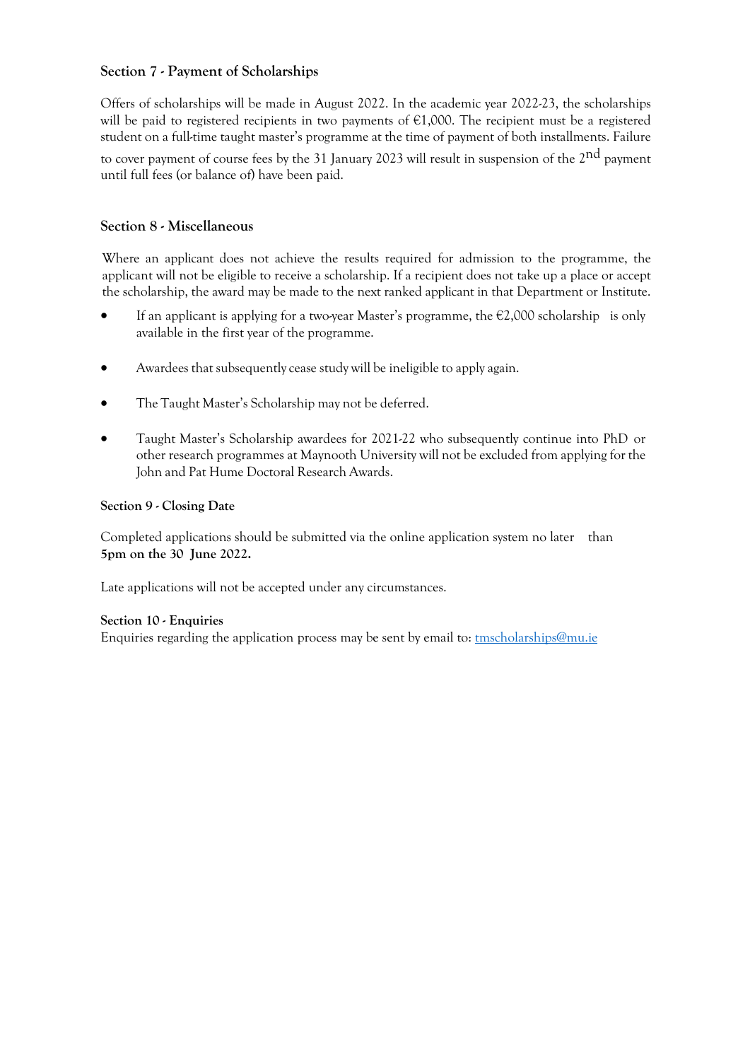## Section 7 - Payment of Scholarships

Offers of scholarships will be made in August 2022. In the academic year 2022-23, the scholarships will be paid to registered recipients in two payments of €1,000. The recipient must be a registered student on a full-time taught master's programme at the time of payment of both installments. Failure to cover payment of course fees by the 31 January 2023 will result in suspension of the 2nd payment until full fees (or balance of) have been paid.

## Section 8 - Miscellaneous

Where an applicant does not achieve the results required for admission to the programme, the applicant will not be eligible to receive a scholarship. If a recipient does not take up a place or accept the scholarship, the award may be made to the next ranked applicant in that Department or Institute.

- If an applicant is applying for a two-year Master's programme, the €2,000 scholarship is only available in the first year of the programme.
- Awardees that subsequently cease study will be ineligible to apply again.
- The Taught Master's Scholarship may not be deferred.
- Taught Master's Scholarship awardees for 2021-22 who subsequently continue into PhD or other research programmes at Maynooth University will not be excluded from applying for the John and Pat Hume Doctoral Research Awards.

## Section 9 - Closing Date

Completed applications should be submitted via the online application system no later than **5pm on the 30 June 2022.**

Late applications will not be accepted under any circumstances.

## Section 10 - Enquiries

Enquiries regarding the application process may be sent by email to: tmscholarships@mu.ie